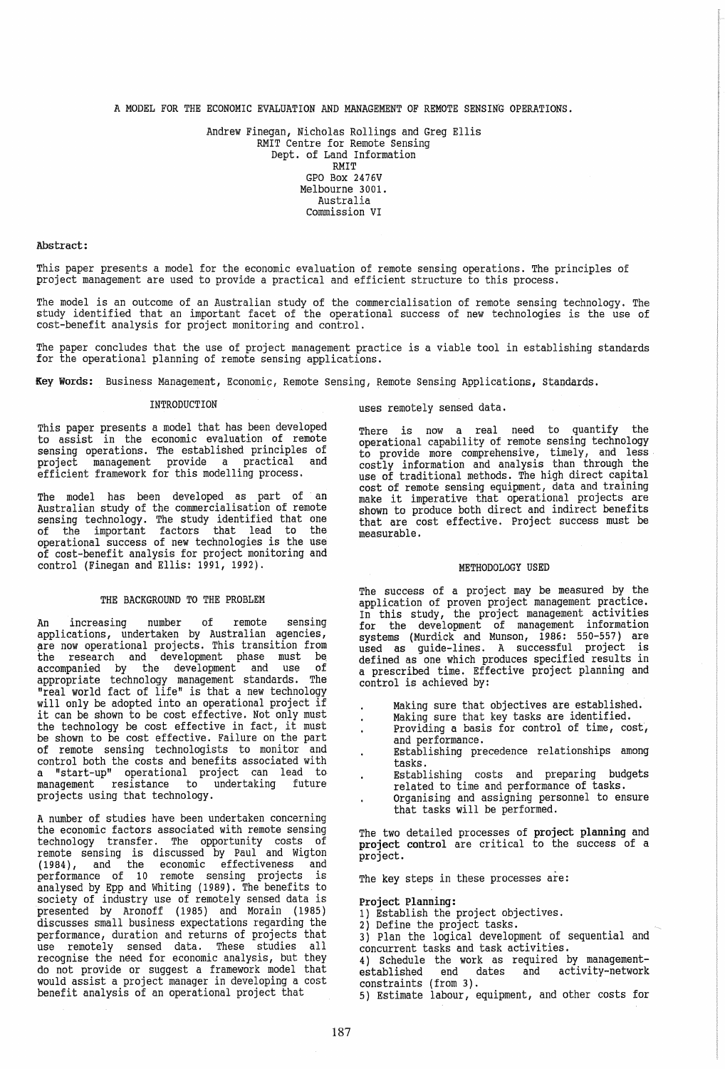# A MODEL FOR THE ECONOMIC EVALUATION AND MANAGEMENT OF REMOTE SENSING OPERATIONS.

Andrew Finegan, Nicholas Rollings and Greg Ellis
RMIT Centre for Remote Sensing
Dept. of Land Information
RMIT
GPO Box 2476V
Melbourne 3001.
Australia
Commission VI

**Abstract:**

This paper presents a model for the economic evaluation of remote sensing operations. The principles of project management are used to provide a practical and efficient structure to this process.

The model is an outcome of an Australian study of the commercialisation of remote sensing technology. The study identified that an important facet of the operational success of new technologies is the use of cost-benefit analysis for project monitoring and control.

The paper concludes that the use of project management practice is a viable tool in establishing standards for the operational planning of remote sensing applications.

**Key Words:** Business Management, Economic, Remote Sensing, Remote Sensing Applications, Standards.

## INTRODUCTION

This paper presents a model that has been developed to assist in the economic evaluation of remote sensing operations. The established principles of project management provide a practical and efficient framework for this modelling process.

The model has been developed as part of an Australian study of the commercialisation of remote sensing technology. The study identified that one of the important factors that lead to the operational success of new technologies is the use of cost-benefit analysis for project monitoring and control (Finegan and Ellis: 1991, 1992).

## THE BACKGROUND TO THE PROBLEM

An increasing number of remote sensing applications, undertaken by Australian agencies, are now operational projects. This transition from the research and development phase must be accompanied by the development and use of appropriate technology management standards. The "real world fact of life" is that a new technology will only be adopted into an operational project if it can be shown to be cost effective. Not only must the technology be cost effective in fact, it must be shown to be cost effective. Failure on the part of remote sensing technologists to monitor and control both the costs and benefits associated with a "start-up" operational project can lead to management resistance to undertaking future projects using that technology.

A number of studies have been undertaken concerning the economic factors associated with remote sensing technology transfer. The opportunity costs of remote sensing is discussed by Paul and Wigton (1984), and the economic effectiveness and performance of 10 remote sensing projects is analysed by Epp and Whiting (1989). The benefits to society of industry use of remotely sensed data is presented by Aronoff (1985) and Morain (1985) discusses small business expectations regarding the performance, duration and returns of projects that use remotely sensed data. These studies all recognise the need for economic analysis, but they do not provide or suggest a framework model that would assist a project manager in developing a cost benefit analysis of an operational project that uses remotely sensed data.

There is now a real need to quantify the operational capability of remote sensing technology to provide more comprehensive, timely, and less costly information and analysis than through the use of traditional methods. The high direct capital cost of remote sensing equipment, data and training make it imperative that operational projects are shown to produce both direct and indirect benefits that are cost effective. Project success must be measurable.

## METHODOLOGY USED

The success of a project may be measured by the application of proven project management practice. In this study, the project management activities for the development of management information systems (Murdick and Munson, 1986: 550-557) are used as guide-lines. A successful project is defined as one which produces specified results in a prescribed time. Effective project planning and control is achieved by:

- Making sure that objectives are established.
- Making sure that key tasks are identified.
- Providing a basis for control of time, cost, and performance.
- Establishing precedence relationships among tasks.
- Establishing costs and preparing budgets related to time and performance of tasks.
- Organising and assigning personnel to ensure that tasks will be performed.

The two detailed processes of **project planning** and **project control** are critical to the success of a project.

The key steps in these processes are:

**Project Planning:**

1) Establish the project objectives.
2) Define the project tasks.
3) Plan the logical development of sequential and concurrent tasks and task activities.
4) Schedule the work as required by management-established end dates and activity-network constraints (from 3).
5) Estimate labour, equipment, and other costs for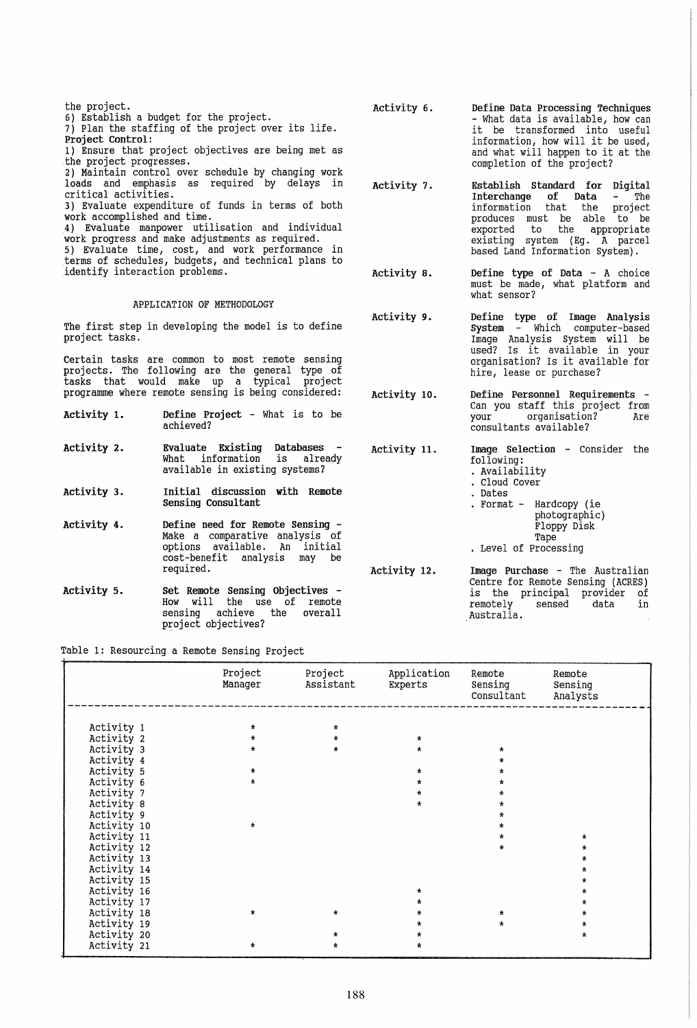the project.
6) Establish a budget for the project.
7) Plan the staffing of the project over its life.

**Project Control:**
1) Ensure that project objectives are being met as the project progresses.
2) Maintain control over schedule by changing work loads and emphasis as required by delays in critical activities.
3) Evaluate expenditure of funds in terms of both work accomplished and time.
4) Evaluate manpower utilisation and individual work progress and make adjustments as required.
5) Evaluate time, cost, and work performance in terms of schedules, budgets, and technical plans to identify interaction problems.

## APPLICATION OF METHODOLOGY

The first step in developing the model is to define project tasks.

Certain tasks are common to most remote sensing projects. The following are the general type of tasks that would make up a typical project programme where remote sensing is being considered:

**Activity 1.** **Define Project** - What is to be achieved?

**Activity 2.** **Evaluate Existing Databases** - What information is already available in existing systems?

**Activity 3.** **Initial discussion with Remote Sensing Consultant**

**Activity 4.** **Define need for Remote Sensing** - Make a comparative analysis of options available. An initial cost-benefit analysis may be required.

**Activity 5.** **Set Remote Sensing Objectives** - How will the use of remote sensing achieve the overall project objectives?

**Activity 6.** **Define Data Processing Techniques** - What data is available, how can it be transformed into useful information, how will it be used, and what will happen to it at the completion of the project?

**Activity 7.** **Establish Standard for Digital Interchange of Data** - The information that the project produces must be able to be exported to the appropriate existing system (Eg. A parcel based Land Information System).

**Activity 8.** **Define type of Data** - A choice must be made, what platform and what sensor?

**Activity 9.** **Define type of Image Analysis System** - Which computer-based Image Analysis System will be used? Is it available in your organisation? Is it available for hire, lease or purchase?

**Activity 10.** **Define Personnel Requirements** - Can you staff this project from your organisation? Are consultants available?

**Activity 11.** **Image Selection** - Consider the following:
. Availability
. Cloud Cover
. Dates
. Format - Hardcopy (ie photographic)
Floppy Disk
Tape
. Level of Processing

**Activity 12.** **Image Purchase** - The Australian Centre for Remote Sensing (ACRES) is the principal provider of remotely sensed data in Australia.

Table 1: Resourcing a Remote Sensing Project

| | Project Manager | Project Assistant | Application Experts | Remote Sensing Consultant | Remote Sensing Analysts |
|---|---|---|---|---|---|
| Activity 1 | * | * | | | |
| Activity 2 | * | * | * | | |
| Activity 3 | * | * | * | * | |
| Activity 4 | | | | * | |
| Activity 5 | * | | * | * | |
| Activity 6 | * | | * | * | |
| Activity 7 | | | * | * | |
| Activity 8 | | | * | * | |
| Activity 9 | | | | * | |
| Activity 10 | * | | | * | |
| Activity 11 | | | | * | * |
| Activity 12 | | | | * | * |
| Activity 13 | | | | | * |
| Activity 14 | | | | | * |
| Activity 15 | | | | | * |
| Activity 16 | | | * | | * |
| Activity 17 | | | * | | * |
| Activity 18 | * | * | * | * | * |
| Activity 19 | | | * | * | * |
| Activity 20 | | * | * | | * |
| Activity 21 | * | * | * | | |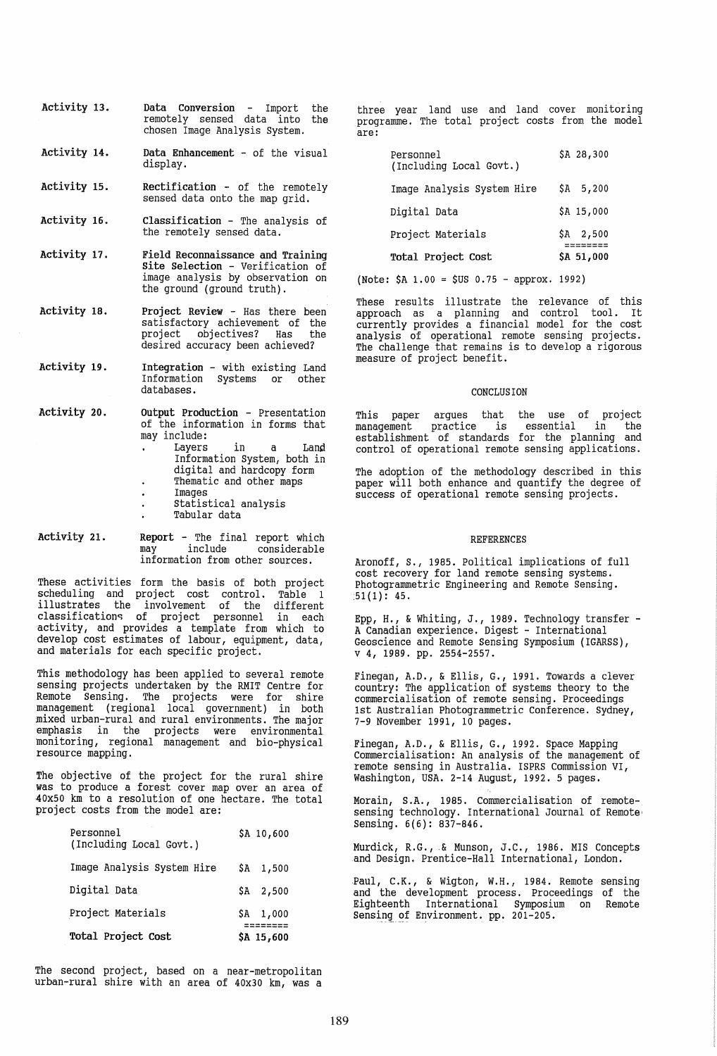Activity 13. **Data Conversion** - Import the remotely sensed data into the chosen Image Analysis System.

Activity 14. **Data Enhancement** - of the visual display.

Activity 15. **Rectification** - of the remotely sensed data onto the map grid.

Activity 16. **Classification** - The analysis of the remotely sensed data.

Activity 17. **Field Reconnaissance and Training Site Selection** - Verification of image analysis by observation on the ground (ground truth).

Activity 18. **Project Review** - Has there been satisfactory achievement of the project objectives? Has the desired accuracy been achieved?

Activity 19. **Integration** - with existing Land Information Systems or other databases.

Activity 20. **Output Production** - Presentation of the information in forms that may include:

- Layers in a Land Information System, both in digital and hardcopy form
- Thematic and other maps
- Images
- Statistical analysis
- Tabular data

Activity 21. **Report** - The final report which may include considerable information from other sources.

These activities form the basis of both project scheduling and project cost control. Table 1 illustrates the involvement of the different classifications of project personnel in each activity, and provides a template from which to develop cost estimates of labour, equipment, data, and materials for each specific project.

This methodology has been applied to several remote sensing projects undertaken by the RMIT Centre for Remote Sensing. The projects were for shire management (regional local government) in both mixed urban-rural and rural environments. The major emphasis in the projects were environmental monitoring, regional management and bio-physical resource mapping.

The objective of the project for the rural shire was to produce a forest cover map over an area of 40x50 km to a resolution of one hectare. The total project costs from the model are:

| | |
|---|---|
| Personnel (Including Local Govt.) | $A 10,600 |
| Image Analysis System Hire | $A 1,500 |
| Digital Data | $A 2,500 |
| Project Materials | $A 1,000 |
| **Total Project Cost** | **$A 15,600** |

The second project, based on a near-metropolitan urban-rural shire with an area of 40x30 km, was a three year land use and land cover monitoring programme. The total project costs from the model are:

| | |
|---|---|
| Personnel (Including Local Govt.) | $A 28,300 |
| Image Analysis System Hire | $A 5,200 |
| Digital Data | $A 15,000 |
| Project Materials | $A 2,500 |
| **Total Project Cost** | **$A 51,000** |

(Note: $A 1.00 = $US 0.75 - approx. 1992)

These results illustrate the relevance of this approach as a planning and control tool. It currently provides a financial model for the cost analysis of operational remote sensing projects. The challenge that remains is to develop a rigorous measure of project benefit.

## CONCLUSION

This paper argues that the use of project management practice is essential in the establishment of standards for the planning and control of operational remote sensing applications.

The adoption of the methodology described in this paper will both enhance and quantify the degree of success of operational remote sensing projects.

## REFERENCES

Aronoff, S., 1985. Political implications of full cost recovery for land remote sensing systems. Photogrammetric Engineering and Remote Sensing. 51(1): 45.

Epp, H., & Whiting, J., 1989. Technology transfer - A Canadian experience. Digest - International Geoscience and Remote Sensing Symposium (IGARSS), v 4, 1989. pp. 2554-2557.

Finegan, A.D., & Ellis, G., 1991. Towards a clever country: The application of systems theory to the commercialisation of remote sensing. Proceedings 1st Australian Photogrammetric Conference. Sydney, 7-9 November 1991, 10 pages.

Finegan, A.D., & Ellis, G., 1992. Space Mapping Commercialisation: An analysis of the management of remote sensing in Australia. ISPRS Commission VI, Washington, USA. 2-14 August, 1992. 5 pages.

Morain, S.A., 1985. Commercialisation of remote-sensing technology. International Journal of Remote Sensing. 6(6): 837-846.

Murdick, R.G., & Munson, J.C., 1986. MIS Concepts and Design. Prentice-Hall International, London.

Paul, C.K., & Wigton, W.H., 1984. Remote sensing and the development process. Proceedings of the Eighteenth International Symposium on Remote Sensing of Environment. pp. 201-205.